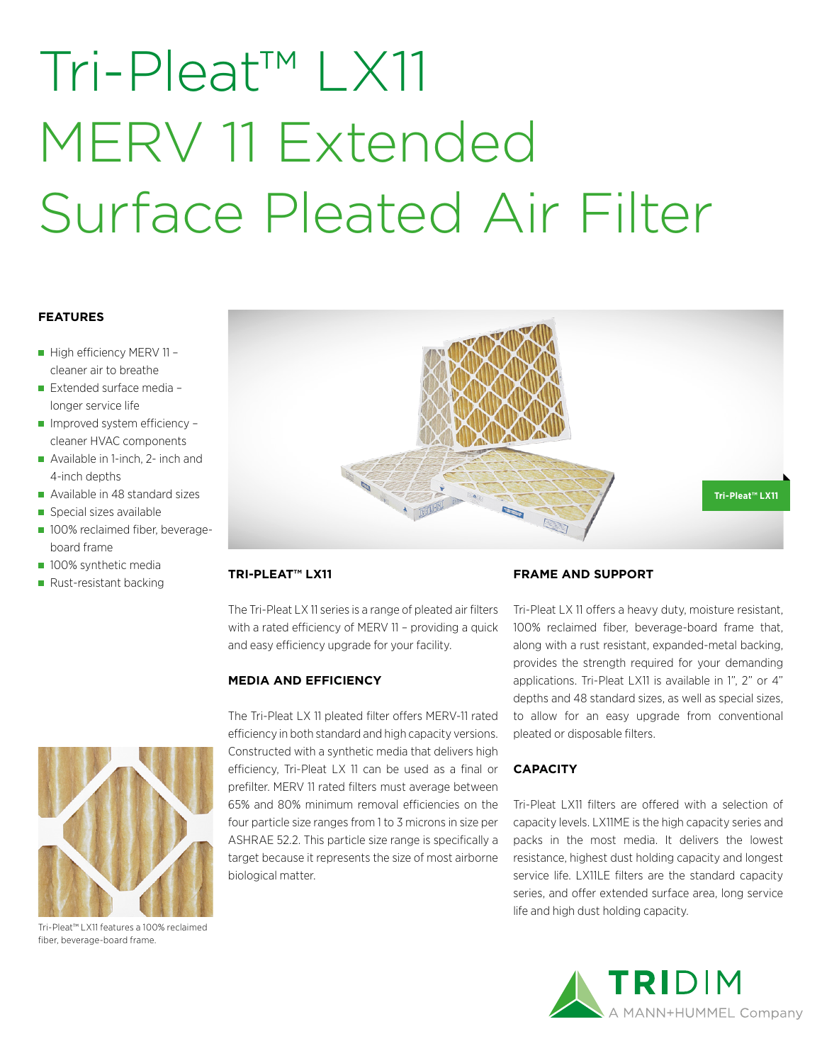# Tri-Pleat™ LX11 MERV 11 Extended Surface Pleated Air Filter

## FEATURES

- High efficiency MERV 11 – cleaner air to breathe
- Extended surface media – longer service life
- Improved system efficiency – cleaner HVAC components
- Available in 1-inch, 2- inch and 4-inch depths
- Available in 48 standard sizes
- Special sizes available
- 100% reclaimed fiber, beverage-board frame
- 100% synthetic media
- Rust-resistant backing

Tri-Pleat™ LX11

Tri-Pleat™ LX11 features a 100% reclaimed fiber, beverage-board frame.

## TRI-PLEAT™ LX11

The Tri-Pleat LX 11 series is a range of pleated air filters with a rated efficiency of MERV 11 – providing a quick and easy efficiency upgrade for your facility.

## MEDIA AND EFFICIENCY

The Tri-Pleat LX 11 pleated filter offers MERV-11 rated efficiency in both standard and high capacity versions. Constructed with a synthetic media that delivers high efficiency, Tri-Pleat LX 11 can be used as a final or prefilter. MERV 11 rated filters must average between 65% and 80% minimum removal efficiencies on the four particle size ranges from 1 to 3 microns in size per ASHRAE 52.2. This particle size range is specifically a target because it represents the size of most airborne biological matter.

## FRAME AND SUPPORT

Tri-Pleat LX 11 offers a heavy duty, moisture resistant, 100% reclaimed fiber, beverage-board frame that, along with a rust resistant, expanded-metal backing, provides the strength required for your demanding applications. Tri-Pleat LX11 is available in 1", 2" or 4" depths and 48 standard sizes, as well as special sizes, to allow for an easy upgrade from conventional pleated or disposable filters.

## CAPACITY

Tri-Pleat LX11 filters are offered with a selection of capacity levels. LX11ME is the high capacity series and packs in the most media. It delivers the lowest resistance, highest dust holding capacity and longest service life. LX11LE filters are the standard capacity series, and offer extended surface area, long service life and high dust holding capacity.

TRIDIM
A MANN+HUMMEL Company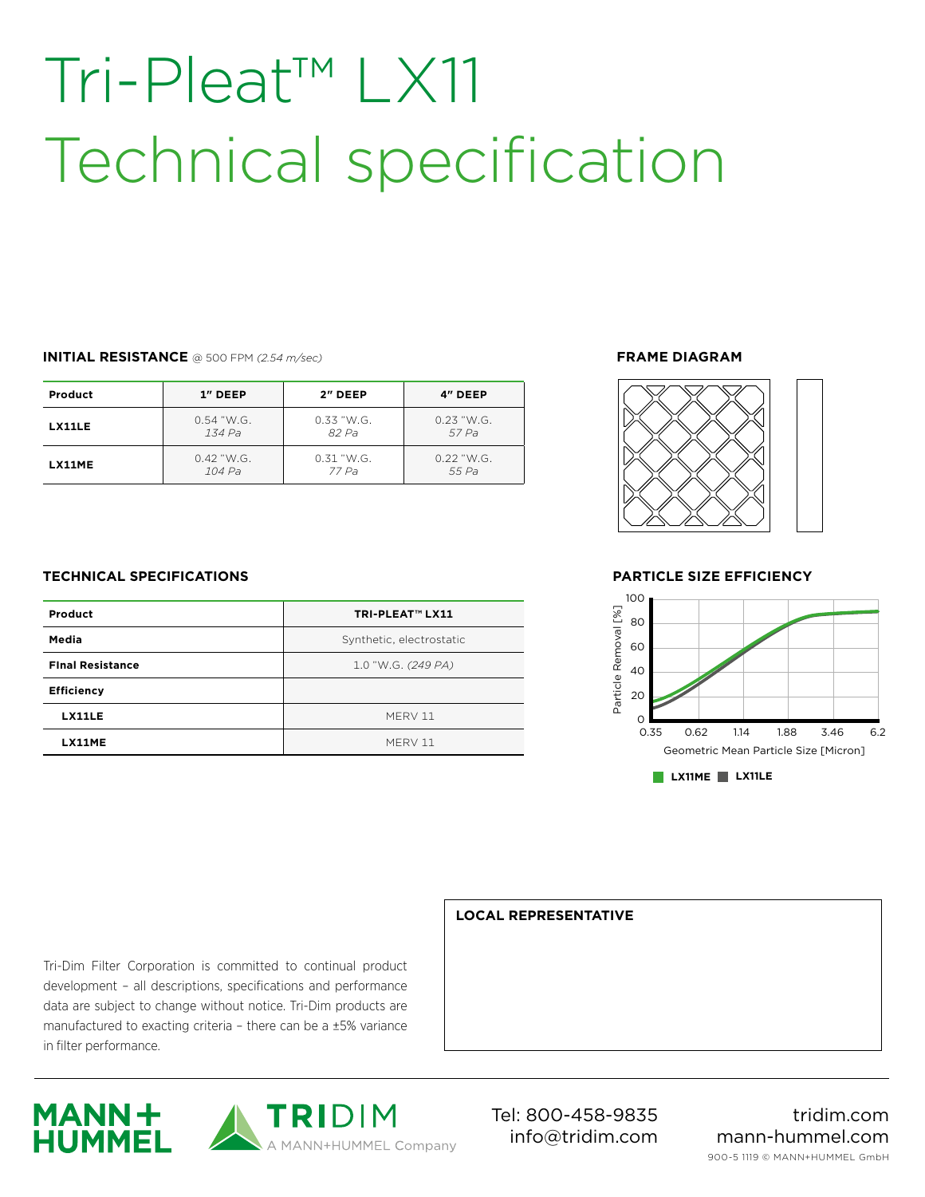# Tri-Pleat™ LX11 Technical specification

**INITIAL RESISTANCE** @ 500 FPM *(2.54 m/sec)*

| Product | 1" DEEP | 2" DEEP | 4" DEEP |
|---|---|---|---|
| **LX11LE** | 0.54 "W.G. *134 Pa* | 0.33 "W.G. *82 Pa* | 0.23 "W.G. *57 Pa* |
| **LX11ME** | 0.42 "W.G. *104 Pa* | 0.31 "W.G. *77 Pa* | 0.22 "W.G. *55 Pa* |

**FRAME DIAGRAM**

**TECHNICAL SPECIFICATIONS**

| Product | TRI-PLEAT™ LX11 |
|---|---|
| **Media** | Synthetic, electrostatic |
| **FInal Resistance** | 1.0 "W.G. *(249 PA)* |
| **Efficiency** | |
| **LX11LE** | MERV 11 |
| **LX11ME** | MERV 11 |

**PARTICLE SIZE EFFICIENCY**

Particle Removal [%]

100
80
60
40
20
0

0.35 0.62 1.14 1.88 3.46 6.2

Geometric Mean Particle Size [Micron]

LX11ME LX11LE

Tri-Dim Filter Corporation is committed to continual product development – all descriptions, specifications and performance data are subject to change without notice. Tri-Dim products are manufactured to exacting criteria – there can be a ±5% variance in filter performance.

**LOCAL REPRESENTATIVE**

MANN+HUMMEL

TRIDIM A MANN+HUMMEL Company

Tel: 800-458-9835
info@tridim.com

tridim.com
mann-hummel.com

900-5 1119 © MANN+HUMMEL GmbH